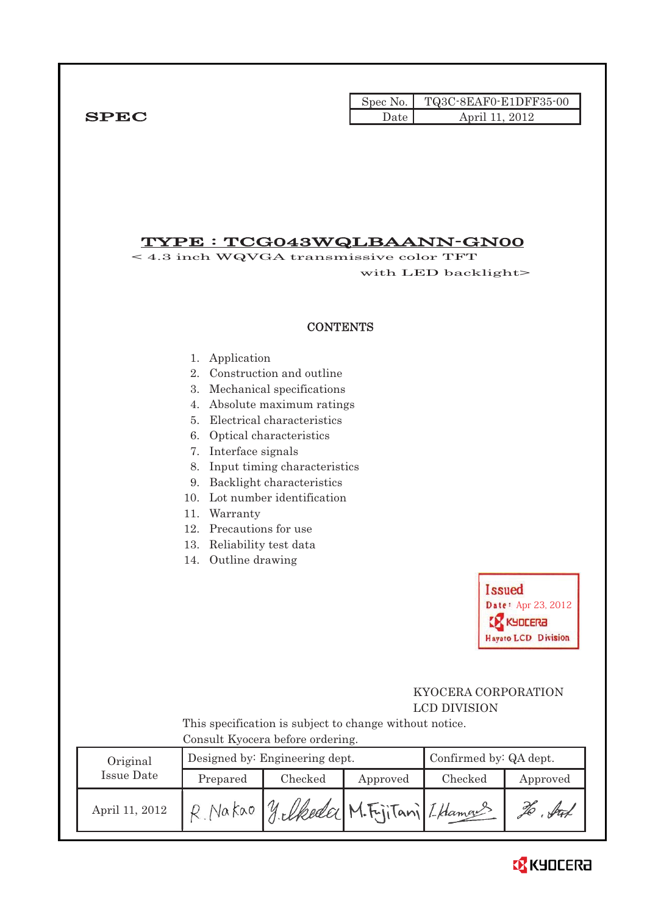| Spec No. | TQ3C-8EAF0-E1DFF35-00 |
| --- | --- |
| Date | April 11, 2012 |

**SPEC**

# TYPE : TCG043WQLBAANN-GN00

< 4.3 inch WQVGA transmissive color TFT with LED backlight>

## CONTENTS

1. Application
2. Construction and outline
3. Mechanical specifications
4. Absolute maximum ratings
5. Electrical characteristics
6. Optical characteristics
7. Interface signals
8. Input timing characteristics
9. Backlight characteristics
10. Lot number identification
11. Warranty
12. Precautions for use
13. Reliability test data
14. Outline drawing

Issued
Date: Apr 23, 2012
KYOCERA
Hayato LCD Division

KYOCERA CORPORATION
LCD DIVISION

This specification is subject to change without notice.
Consult Kyocera before ordering.

| Original Issue Date | Designed by: Engineering dept. | | | Confirmed by: QA dept. | |
| --- | --- | --- | --- | --- | --- |
| | Prepared | Checked | Approved | Checked | Approved |
| April 11, 2012 | R. Nakao | Y. Ikeda | M. Fujitani | I. Hamano | Ho. Sato |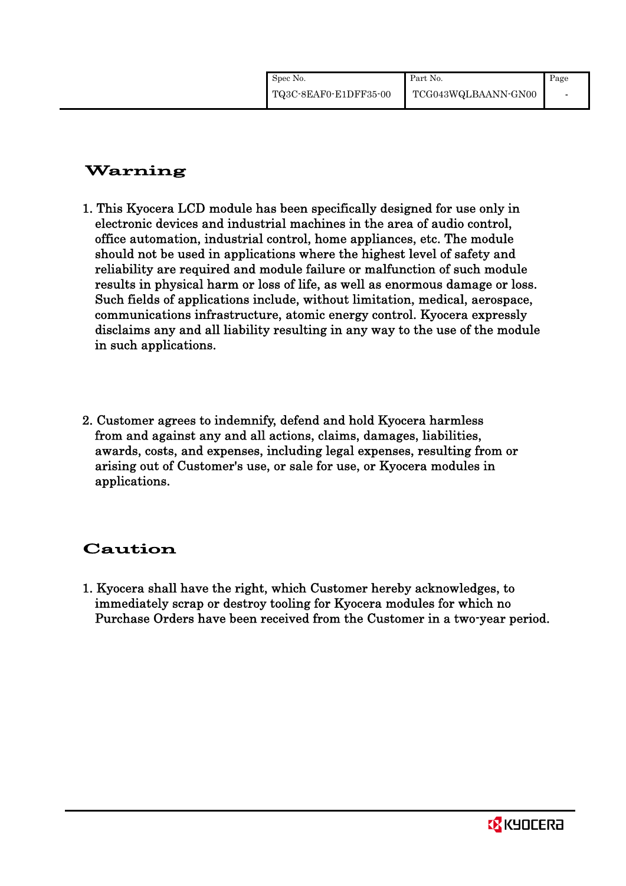## Warning

1. This Kyocera LCD module has been specifically designed for use only in electronic devices and industrial machines in the area of audio control, office automation, industrial control, home appliances, etc. The module should not be used in applications where the highest level of safety and reliability are required and module failure or malfunction of such module results in physical harm or loss of life, as well as enormous damage or loss. Such fields of applications include, without limitation, medical, aerospace, communications infrastructure, atomic energy control. Kyocera expressly disclaims any and all liability resulting in any way to the use of the module in such applications.

2. Customer agrees to indemnify, defend and hold Kyocera harmless from and against any and all actions, claims, damages, liabilities, awards, costs, and expenses, including legal expenses, resulting from or arising out of Customer's use, or sale for use, or Kyocera modules in applications.

## Caution

1. Kyocera shall have the right, which Customer hereby acknowledges, to immediately scrap or destroy tooling for Kyocera modules for which no Purchase Orders have been received from the Customer in a two-year period.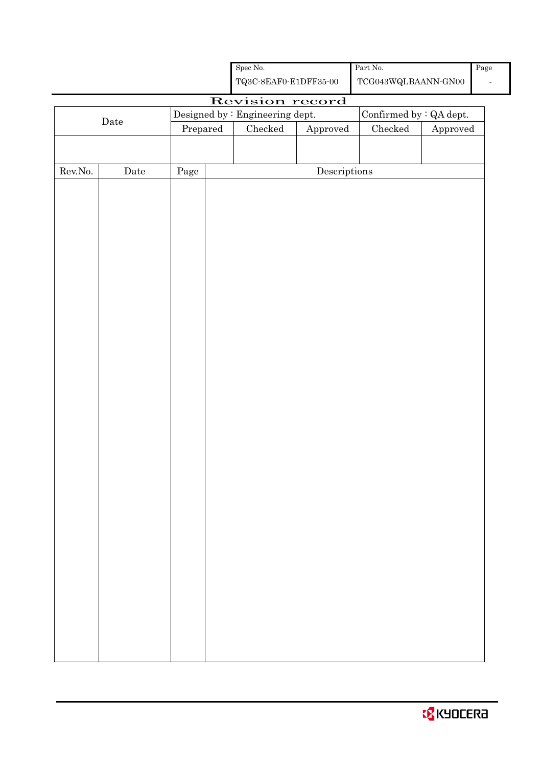| Spec No. | Part No. | Page |
|---|---|---|
| TQ3C-8EAF0-E1DFF35-00 | TCG043WQLBAANN-GN00 | - |

# Revision record

| Date | Designed by : Engineering dept. | | | Confirmed by : QA dept. | |
|---|---|---|---|---|---|
| | Prepared | Checked | Approved | Checked | Approved |
| | | | | | |

| Rev.No. | Date | Page | Descriptions |
|---|---|---|---|
| | | | |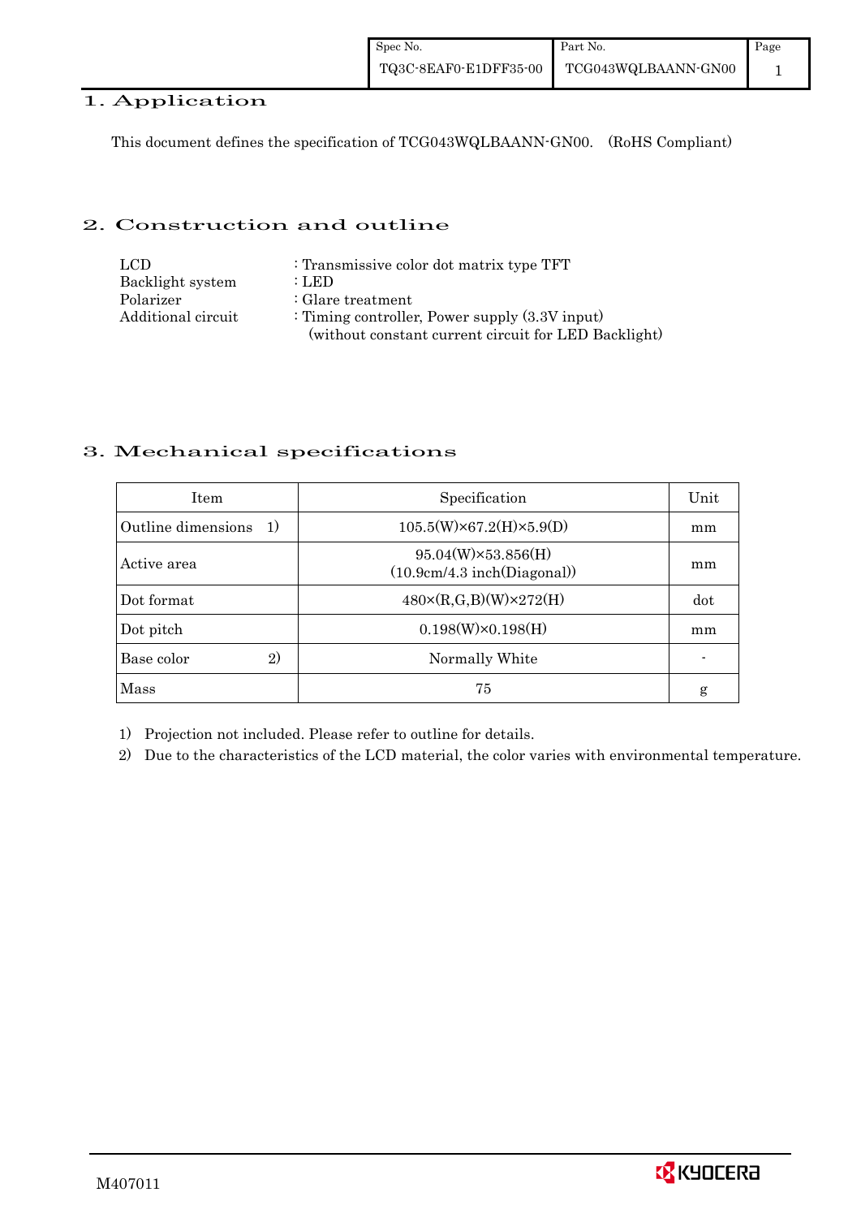## 1. Application

This document defines the specification of TCG043WQLBAANN-GN00. (RoHS Compliant)

## 2. Construction and outline

| | |
|---|---|
| LCD | : Transmissive color dot matrix type TFT |
| Backlight system | : LED |
| Polarizer | : Glare treatment |
| Additional circuit | : Timing controller, Power supply (3.3V input) (without constant current circuit for LED Backlight) |

## 3. Mechanical specifications

| Item | Specification | Unit |
|---|---|---|
| Outline dimensions 1) | 105.5(W)×67.2(H)×5.9(D) | mm |
| Active area | 95.04(W)×53.856(H) (10.9cm/4.3 inch(Diagonal)) | mm |
| Dot format | 480×(R,G,B)(W)×272(H) | dot |
| Dot pitch | 0.198(W)×0.198(H) | mm |
| Base color 2) | Normally White | - |
| Mass | 75 | g |

1) Projection not included. Please refer to outline for details.

2) Due to the characteristics of the LCD material, the color varies with environmental temperature.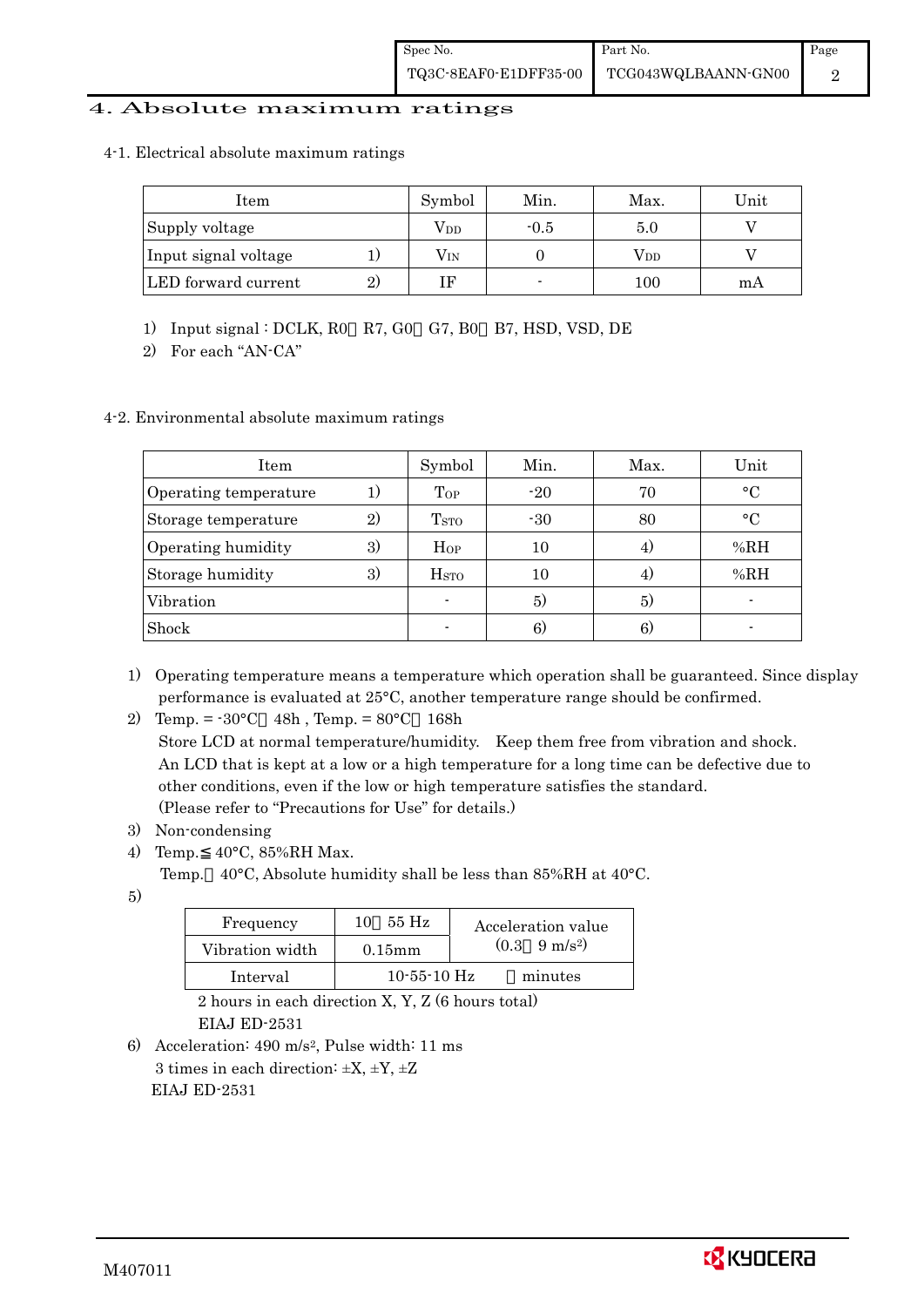# 4. Absolute maximum ratings

## 4-1. Electrical absolute maximum ratings

| Item | | Symbol | Min. | Max. | Unit |
|---|---|---|---|---|---|
| Supply voltage | | $V_{DD}$ | -0.5 | 5.0 | V |
| Input signal voltage | 1) | $V_{IN}$ | 0 | $V_{DD}$ | V |
| LED forward current | 2) | IF | - | 100 | mA |

1) Input signal : DCLK, R0～R7, G0～G7, B0～B7, HSD, VSD, DE
2) For each "AN-CA"

## 4-2. Environmental absolute maximum ratings

| Item | | Symbol | Min. | Max. | Unit |
|---|---|---|---|---|---|
| Operating temperature | 1) | $T_{OP}$ | -20 | 70 | °C |
| Storage temperature | 2) | $T_{STO}$ | -30 | 80 | °C |
| Operating humidity | 3) | $H_{OP}$ | 10 | 4) | %RH |
| Storage humidity | 3) | $H_{STO}$ | 10 | 4) | %RH |
| Vibration | | - | 5) | 5) | - |
| Shock | | - | 6) | 6) | - |

1) Operating temperature means a temperature which operation shall be guaranteed. Since display performance is evaluated at 25°C, another temperature range should be confirmed.
2) Temp. = -30°C＜48h , Temp. = 80°C＜168h
   Store LCD at normal temperature/humidity. Keep them free from vibration and shock.
   An LCD that is kept at a low or a high temperature for a long time can be defective due to other conditions, even if the low or high temperature satisfies the standard.
   (Please refer to "Precautions for Use" for details.)
3) Non-condensing
4) Temp.≦40°C, 85%RH Max.
   Temp.＞40°C, Absolute humidity shall be less than 85%RH at 40°C.
5)

| Frequency | 10～55 Hz | Acceleration value $(0.3～9\ m/s^2)$ |
|---|---|---|
| Vibration width | 0.15mm | |
| Interval | 10-55-10 Hz | 1 minutes |

   2 hours in each direction X, Y, Z (6 hours total)
   EIAJ ED-2531

6) Acceleration: 490 $m/s^2$, Pulse width: 11 ms
   3 times in each direction: ±X, ±Y, ±Z
   EIAJ ED-2531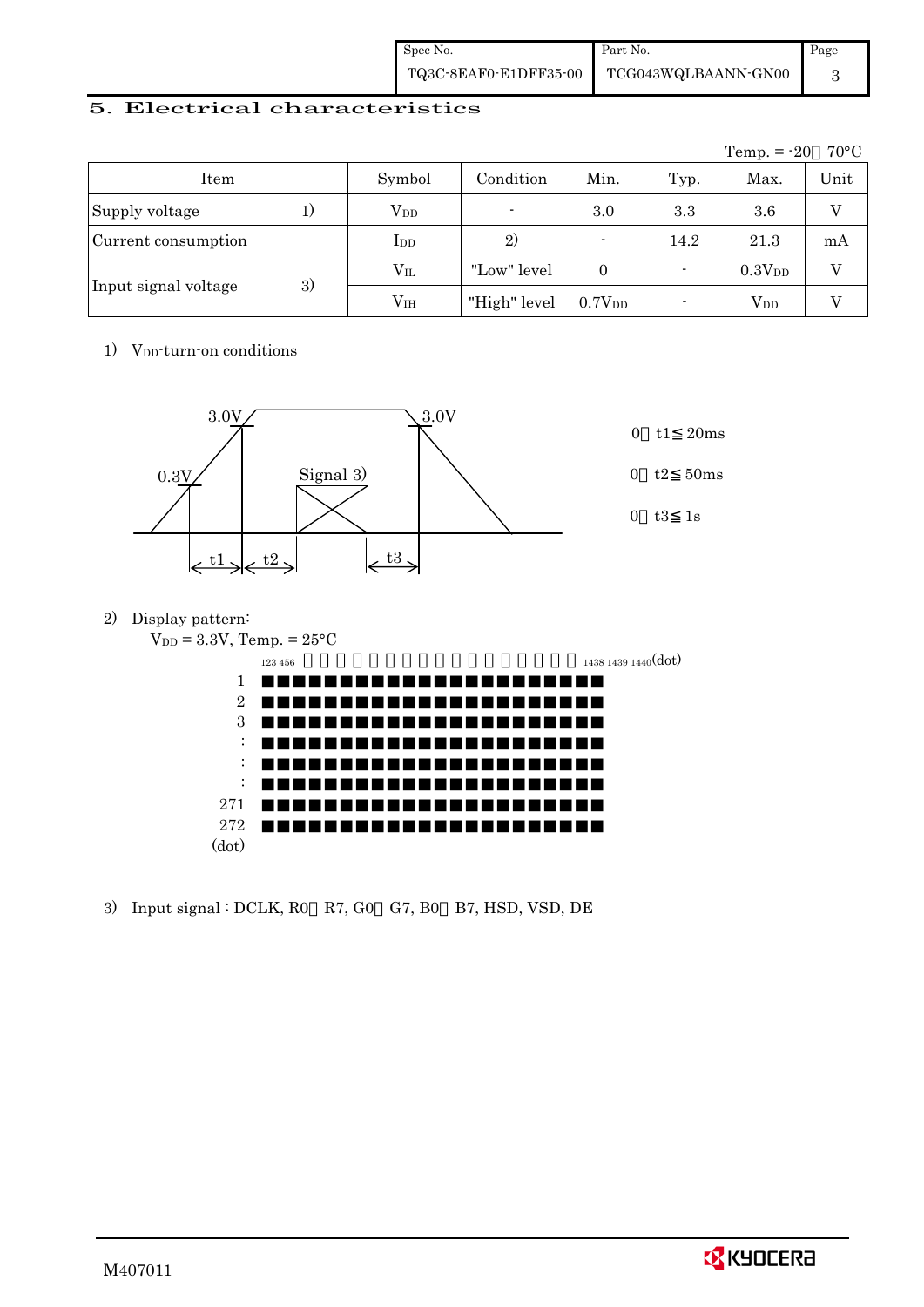## 5. Electrical characteristics

Temp. = -20～70°C

| Item | | Symbol | Condition | Min. | Typ. | Max. | Unit |
|---|---|---|---|---|---|---|---|
| Supply voltage | 1) | $V_{DD}$ | - | 3.0 | 3.3 | 3.6 | V |
| Current consumption | | $I_{DD}$ | 2) | - | 14.2 | 21.3 | mA |
| Input signal voltage | 3) | $V_{IL}$ | "Low" level | 0 | - | $0.3V_{DD}$ | V |
| | | $V_{IH}$ | "High" level | $0.7V_{DD}$ | - | $V_{DD}$ | V |

1) $V_{DD}$-turn-on conditions

3.0V 3.0V 0.3V Signal 3) t1 t2 t3

0＜t1≦20ms

0＜t2≦50ms

0＜t3≦1s

2) Display pattern:

$V_{DD}$ = 3.3V, Temp. = 25°C

123 456 ・・・ 1438 1439 1440(dot)

1, 2, 3, :, :, :, 271, 272 (dot)

3) Input signal : DCLK, R0～R7, G0～G7, B0～B7, HSD, VSD, DE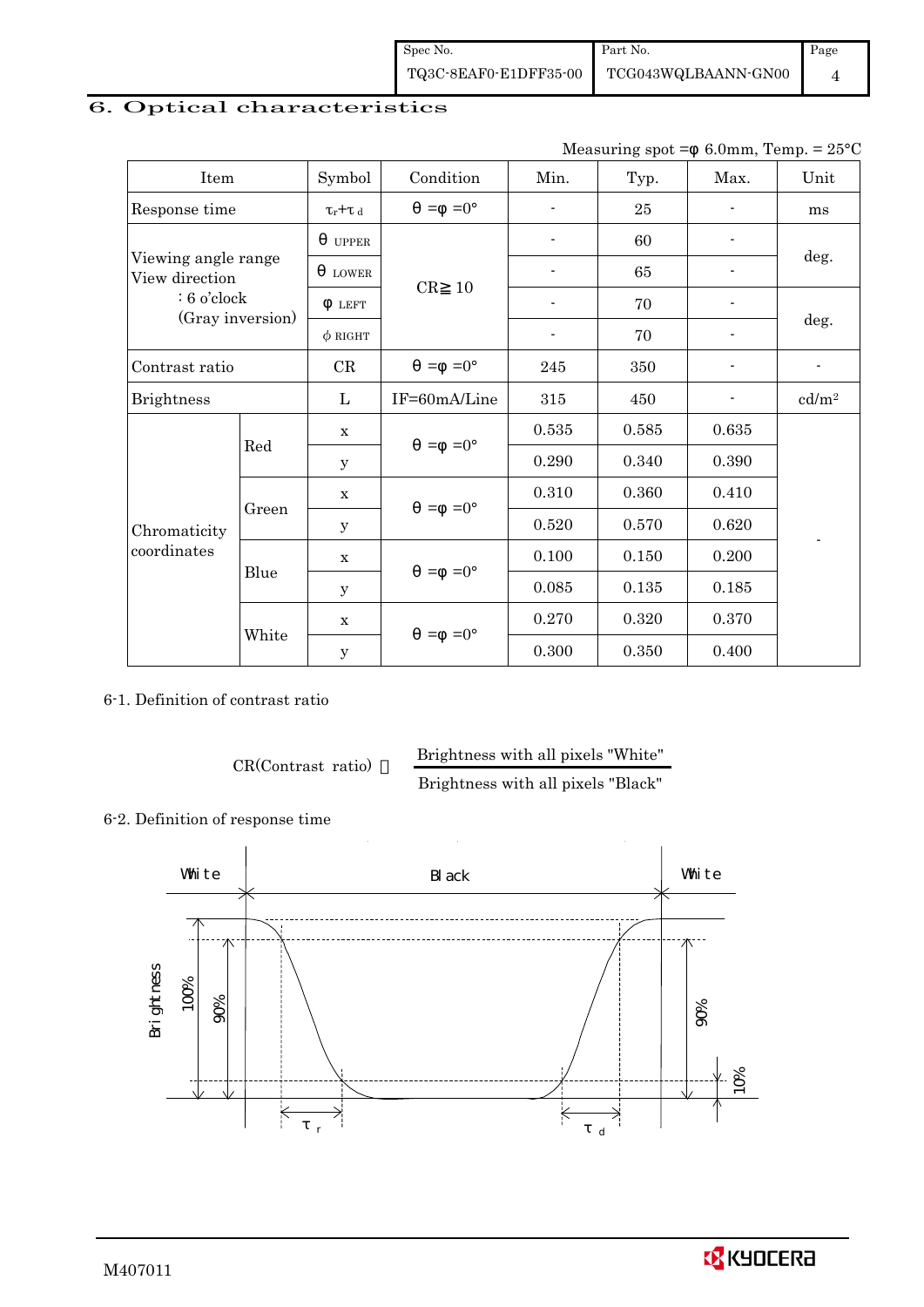## 6. Optical characteristics

Measuring spot =φ 6.0mm, Temp. = 25°C

| Item | | Symbol | Condition | Min. | Typ. | Max. | Unit |
|---|---|---|---|---|---|---|---|
| Response time | | $\tau_r+\tau_d$ | θ =φ =0° | - | 25 | - | ms |
| Viewing angle range View direction : 6 o'clock (Gray inversion) | | θ UPPER | CR≧10 | - | 60 | - | deg. |
| | | θ LOWER | | - | 65 | - | |
| | | φ LEFT | | - | 70 | - | deg. |
| | | φ RIGHT | | - | 70 | - | |
| Contrast ratio | | CR | θ =φ =0° | 245 | 350 | - | - |
| Brightness | | L | IF=60mA/Line | 315 | 450 | - | cd/m² |
| Chromaticity coordinates | Red | x | θ =φ =0° | 0.535 | 0.585 | 0.635 | - |
| | | y | | 0.290 | 0.340 | 0.390 | |
| | Green | x | θ =φ =0° | 0.310 | 0.360 | 0.410 | |
| | | y | | 0.520 | 0.570 | 0.620 | |
| | Blue | x | θ =φ =0° | 0.100 | 0.150 | 0.200 | |
| | | y | | 0.085 | 0.135 | 0.185 | |
| | White | x | θ =φ =0° | 0.270 | 0.320 | 0.370 | |
| | | y | | 0.300 | 0.350 | 0.400 | |

6-1. Definition of contrast ratio

$$\text{CR(Contrast ratio)} = \frac{\text{Brightness with all pixels "White"}}{\text{Brightness with all pixels "Black"}}$$

6-2. Definition of response time

White — Black — White

Brightness 100% 90% 90% 10%

$\tau_r$ $\tau_d$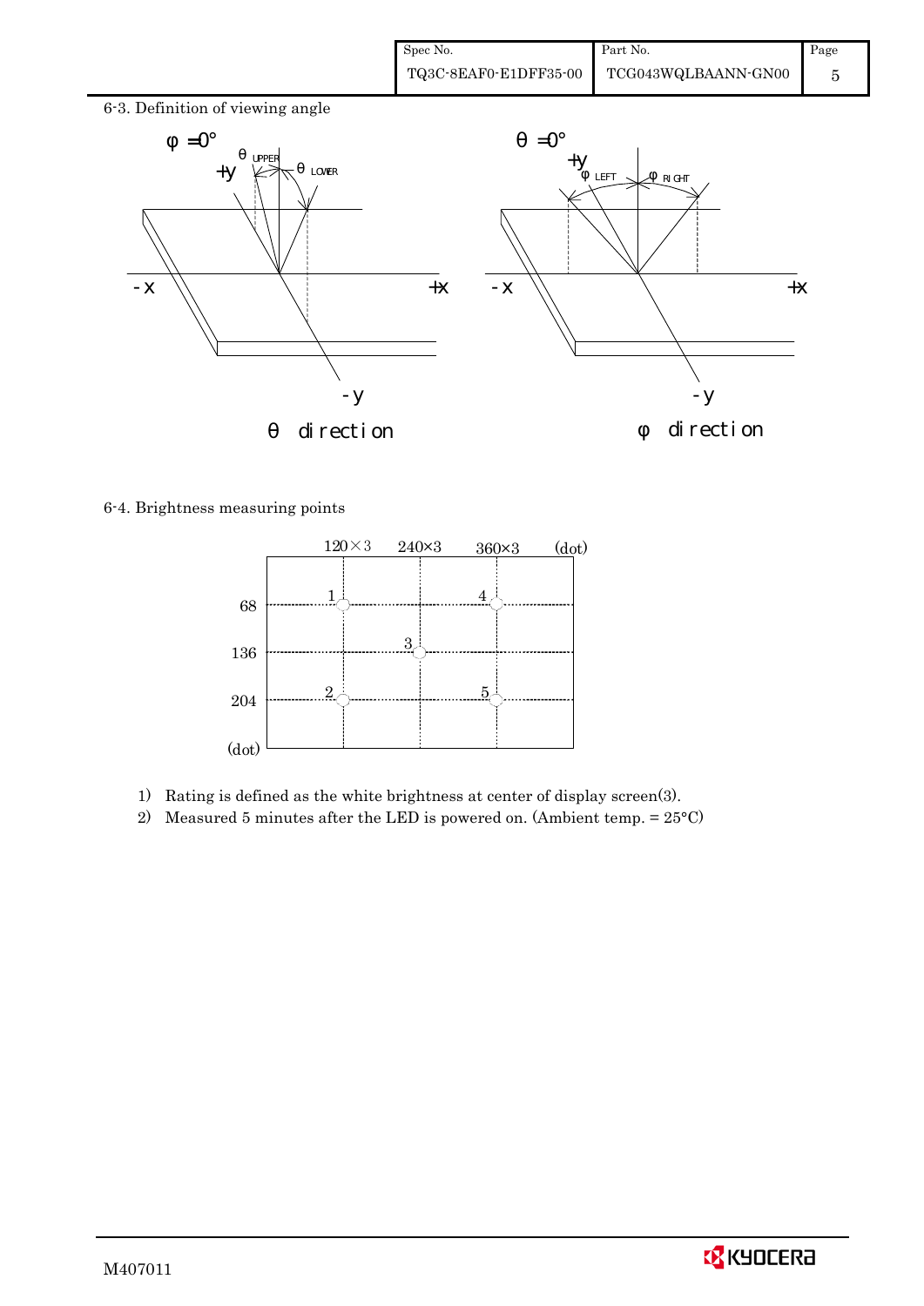6-3. Definition of viewing angle

6-4. Brightness measuring points

1) Rating is defined as the white brightness at center of display screen(3).
2) Measured 5 minutes after the LED is powered on. (Ambient temp. = 25°C)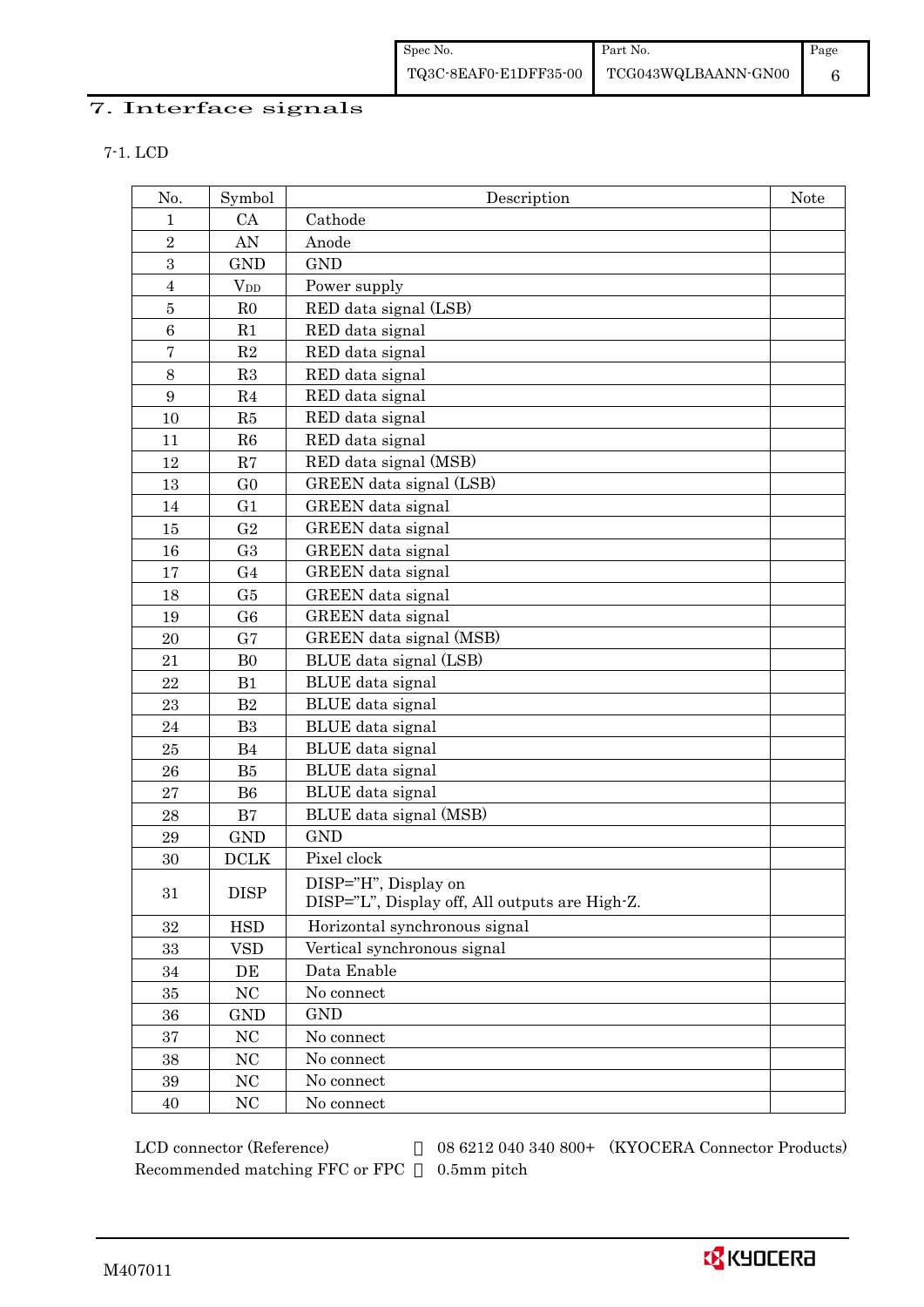## 7. Interface signals

7-1. LCD

| No. | Symbol | Description | Note |
|---|---|---|---|
| 1 | CA | Cathode | |
| 2 | AN | Anode | |
| 3 | GND | GND | |
| 4 | $V_{DD}$ | Power supply | |
| 5 | R0 | RED data signal (LSB) | |
| 6 | R1 | RED data signal | |
| 7 | R2 | RED data signal | |
| 8 | R3 | RED data signal | |
| 9 | R4 | RED data signal | |
| 10 | R5 | RED data signal | |
| 11 | R6 | RED data signal | |
| 12 | R7 | RED data signal (MSB) | |
| 13 | G0 | GREEN data signal (LSB) | |
| 14 | G1 | GREEN data signal | |
| 15 | G2 | GREEN data signal | |
| 16 | G3 | GREEN data signal | |
| 17 | G4 | GREEN data signal | |
| 18 | G5 | GREEN data signal | |
| 19 | G6 | GREEN data signal | |
| 20 | G7 | GREEN data signal (MSB) | |
| 21 | B0 | BLUE data signal (LSB) | |
| 22 | B1 | BLUE data signal | |
| 23 | B2 | BLUE data signal | |
| 24 | B3 | BLUE data signal | |
| 25 | B4 | BLUE data signal | |
| 26 | B5 | BLUE data signal | |
| 27 | B6 | BLUE data signal | |
| 28 | B7 | BLUE data signal (MSB) | |
| 29 | GND | GND | |
| 30 | DCLK | Pixel clock | |
| 31 | DISP | DISP="H", Display on<br>DISP="L", Display off, All outputs are High-Z. | |
| 32 | HSD | Horizontal synchronous signal | |
| 33 | VSD | Vertical synchronous signal | |
| 34 | DE | Data Enable | |
| 35 | NC | No connect | |
| 36 | GND | GND | |
| 37 | NC | No connect | |
| 38 | NC | No connect | |
| 39 | NC | No connect | |
| 40 | NC | No connect | |

LCD connector (Reference) : 08 6212 040 340 800+ (KYOCERA Connector Products)
Recommended matching FFC or FPC : 0.5mm pitch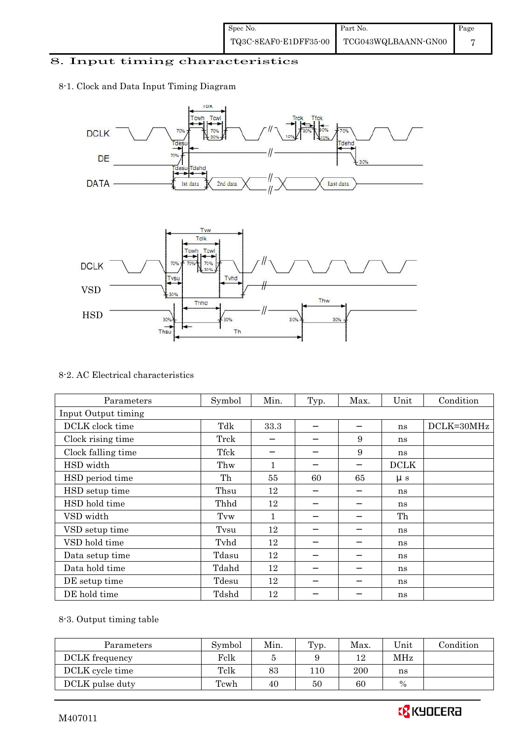# 8. Input timing characteristics

8-1. Clock and Data Input Timing Diagram

8-2. AC Electrical characteristics

| Parameters | Symbol | Min. | Typ. | Max. | Unit | Condition |
|---|---|---|---|---|---|---|
| Input Output timing | | | | | | |
| DCLK clock time | Tdk | 33.3 | – | – | ns | DCLK=30MHz |
| Clock rising time | Trck | – | – | 9 | ns | |
| Clock falling time | Tfck | – | – | 9 | ns | |
| HSD width | Thw | 1 | – | – | DCLK | |
| HSD period time | Th | 55 | 60 | 65 | μ s | |
| HSD setup time | Thsu | 12 | – | – | ns | |
| HSD hold time | Thhd | 12 | – | – | ns | |
| VSD width | Tvw | 1 | – | – | Th | |
| VSD setup time | Tvsu | 12 | – | – | ns | |
| VSD hold time | Tvhd | 12 | – | – | ns | |
| Data setup time | Tdasu | 12 | – | – | ns | |
| Data hold time | Tdahd | 12 | – | – | ns | |
| DE setup time | Tdesu | 12 | – | – | ns | |
| DE hold time | Tdshd | 12 | – | – | ns | |

8-3. Output timing table

| Parameters | Symbol | Min. | Typ. | Max. | Unit | Condition |
|---|---|---|---|---|---|---|
| DCLK frequency | Fclk | 5 | 9 | 12 | MHz | |
| DCLK cycle time | Tclk | 83 | 110 | 200 | ns | |
| DCLK pulse duty | Tcwh | 40 | 50 | 60 | % | |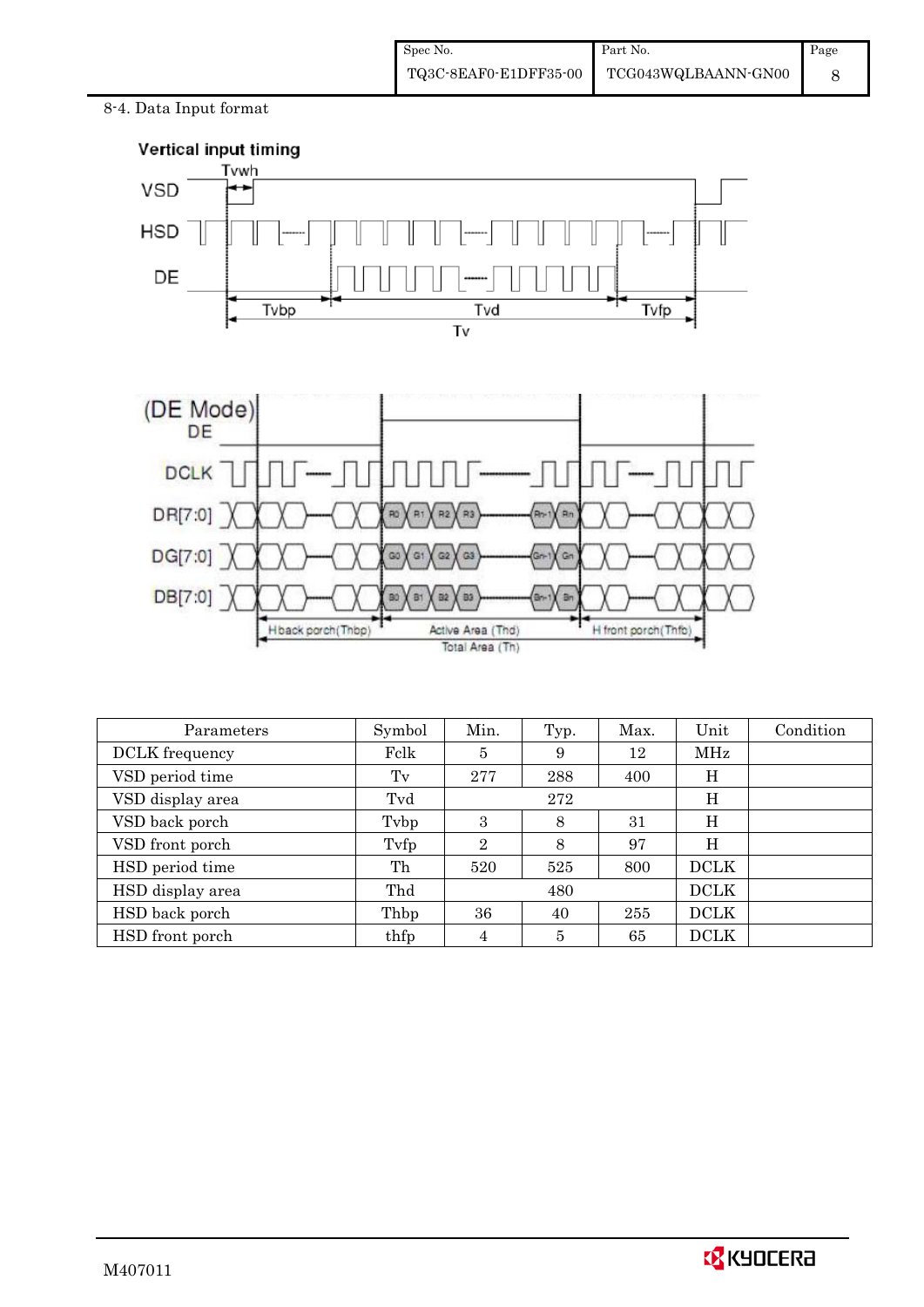8-4. Data Input format

Vertical input timing

DE Mode

| Parameters | Symbol | Min. | Typ. | Max. | Unit | Condition |
|---|---|---|---|---|---|---|
| DCLK frequency | Fclk | 5 | 9 | 12 | MHz | |
| VSD period time | Tv | 277 | 288 | 400 | H | |
| VSD display area | Tvd | | 272 | | H | |
| VSD back porch | Tvbp | 3 | 8 | 31 | H | |
| VSD front porch | Tvfp | 2 | 8 | 97 | H | |
| HSD period time | Th | 520 | 525 | 800 | DCLK | |
| HSD display area | Thd | | 480 | | DCLK | |
| HSD back porch | Thbp | 36 | 40 | 255 | DCLK | |
| HSD front porch | thfp | 4 | 5 | 65 | DCLK | |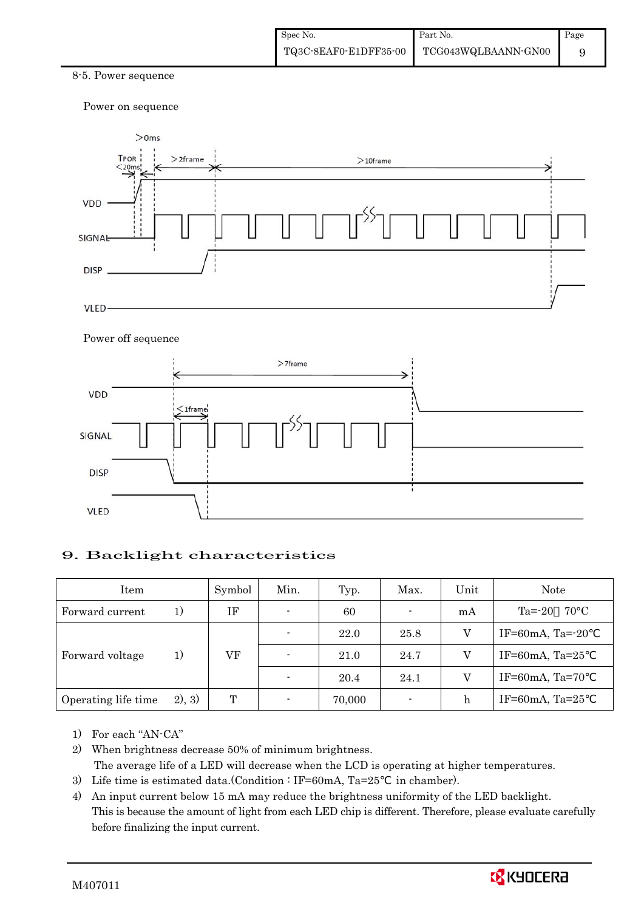8-5. Power sequence

Power on sequence

Power off sequence

# 9. Backlight characteristics

| Item | | Symbol | Min. | Typ. | Max. | Unit | Note |
|---|---|---|---|---|---|---|---|
| Forward current | 1) | IF | - | 60 | - | mA | Ta=-20～70°C |
| Forward voltage | 1) | VF | - | 22.0 | 25.8 | V | IF=60mA, Ta=-20℃ |
| | | | - | 21.0 | 24.7 | V | IF=60mA, Ta=25℃ |
| | | | - | 20.4 | 24.1 | V | IF=60mA, Ta=70℃ |
| Operating life time | 2), 3) | T | - | 70,000 | - | h | IF=60mA, Ta=25℃ |

1) For each "AN-CA"
2) When brightness decrease 50% of minimum brightness.
   The average life of a LED will decrease when the LCD is operating at higher temperatures.
3) Life time is estimated data.(Condition : IF=60mA, Ta=25℃ in chamber).
4) An input current below 15 mA may reduce the brightness uniformity of the LED backlight.
   This is because the amount of light from each LED chip is different. Therefore, please evaluate carefully before finalizing the input current.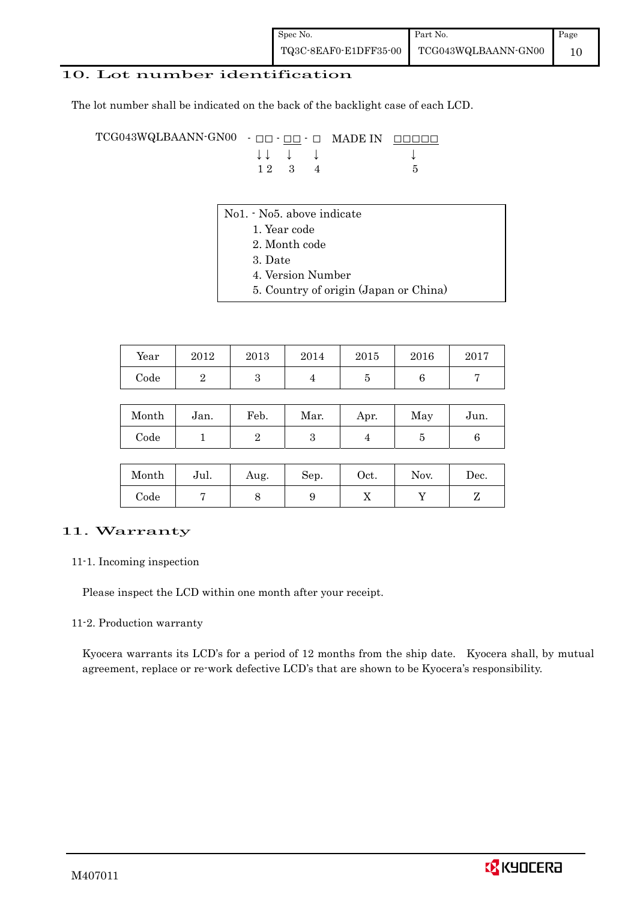## 10. Lot number identification

The lot number shall be indicated on the back of the backlight case of each LCD.

```
TCG043WQLBAANN-GN00  - □□ - □□ - □  MADE IN  □□□□□
                       ↓↓   ↓    ↓               ↓
                       1 2  3    4               5
```

No1. - No5. above indicate

1. Year code
2. Month code
3. Date
4. Version Number
5. Country of origin (Japan or China)

| Year | 2012 | 2013 | 2014 | 2015 | 2016 | 2017 |
|---|---|---|---|---|---|---|
| Code | 2 | 3 | 4 | 5 | 6 | 7 |

| Month | Jan. | Feb. | Mar. | Apr. | May | Jun. |
|---|---|---|---|---|---|---|
| Code | 1 | 2 | 3 | 4 | 5 | 6 |

| Month | Jul. | Aug. | Sep. | Oct. | Nov. | Dec. |
|---|---|---|---|---|---|---|
| Code | 7 | 8 | 9 | X | Y | Z |

## 11. Warranty

### 11-1. Incoming inspection

Please inspect the LCD within one month after your receipt.

### 11-2. Production warranty

Kyocera warrants its LCD's for a period of 12 months from the ship date. Kyocera shall, by mutual agreement, replace or re-work defective LCD's that are shown to be Kyocera's responsibility.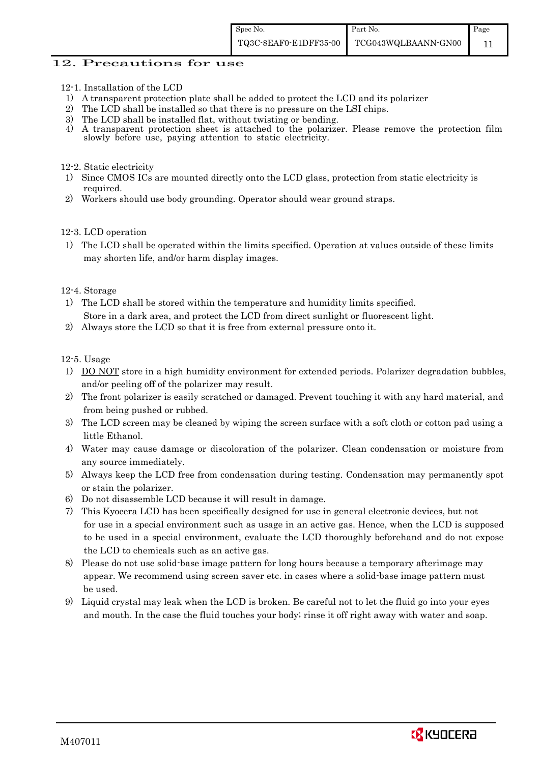## 12. Precautions for use

12-1. Installation of the LCD

1) A transparent protection plate shall be added to protect the LCD and its polarizer
2) The LCD shall be installed so that there is no pressure on the LSI chips.
3) The LCD shall be installed flat, without twisting or bending.
4) A transparent protection sheet is attached to the polarizer. Please remove the protection film slowly before use, paying attention to static electricity.

12-2. Static electricity

1) Since CMOS ICs are mounted directly onto the LCD glass, protection from static electricity is required.
2) Workers should use body grounding. Operator should wear ground straps.

12-3. LCD operation

1) The LCD shall be operated within the limits specified. Operation at values outside of these limits may shorten life, and/or harm display images.

12-4. Storage

1) The LCD shall be stored within the temperature and humidity limits specified.
   Store in a dark area, and protect the LCD from direct sunlight or fluorescent light.
2) Always store the LCD so that it is free from external pressure onto it.

12-5. Usage

1) DO NOT store in a high humidity environment for extended periods. Polarizer degradation bubbles, and/or peeling off of the polarizer may result.
2) The front polarizer is easily scratched or damaged. Prevent touching it with any hard material, and from being pushed or rubbed.
3) The LCD screen may be cleaned by wiping the screen surface with a soft cloth or cotton pad using a little Ethanol.
4) Water may cause damage or discoloration of the polarizer. Clean condensation or moisture from any source immediately.
5) Always keep the LCD free from condensation during testing. Condensation may permanently spot or stain the polarizer.
6) Do not disassemble LCD because it will result in damage.
7) This Kyocera LCD has been specifically designed for use in general electronic devices, but not for use in a special environment such as usage in an active gas. Hence, when the LCD is supposed to be used in a special environment, evaluate the LCD thoroughly beforehand and do not expose the LCD to chemicals such as an active gas.
8) Please do not use solid-base image pattern for long hours because a temporary afterimage may appear. We recommend using screen saver etc. in cases where a solid-base image pattern must be used.
9) Liquid crystal may leak when the LCD is broken. Be careful not to let the fluid go into your eyes and mouth. In the case the fluid touches your body; rinse it off right away with water and soap.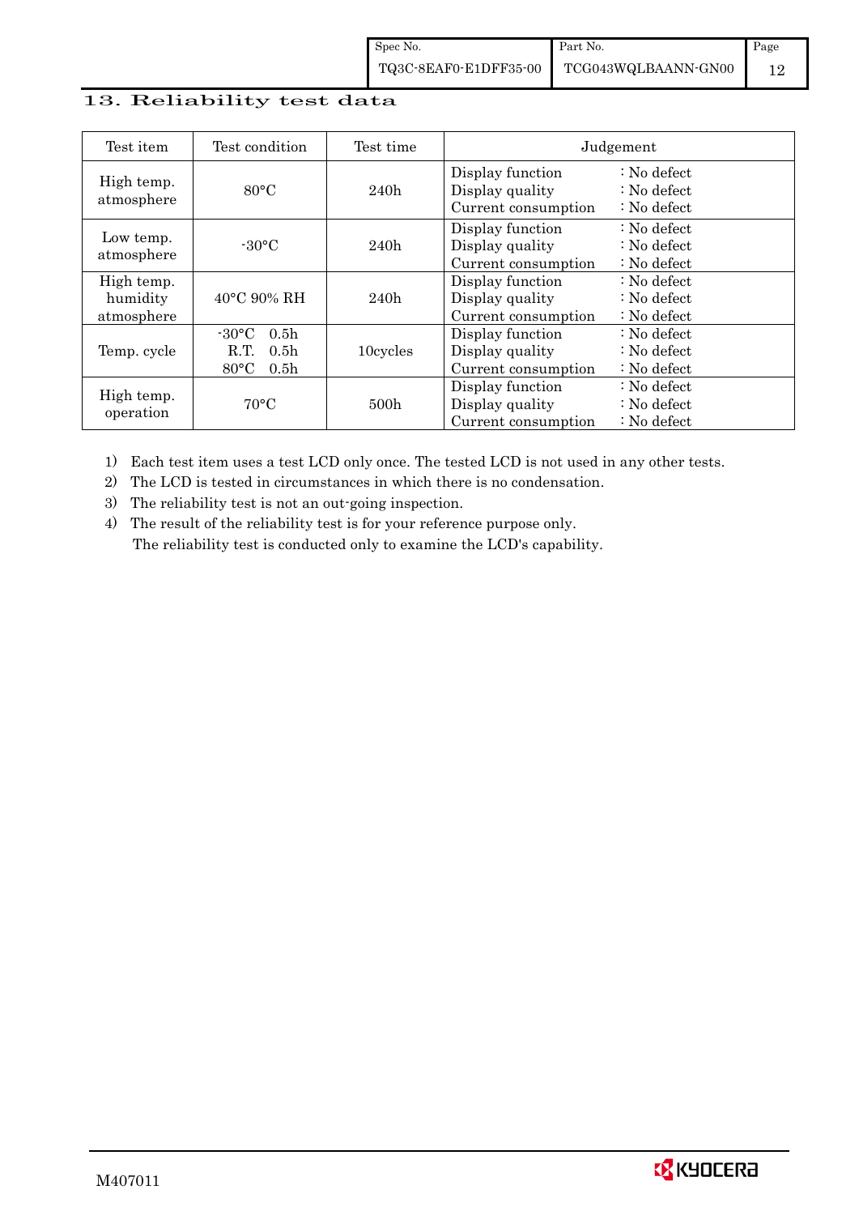## 13. Reliability test data

| Test item | Test condition | Test time | Judgement |
|---|---|---|---|
| High temp. atmosphere | 80°C | 240h | Display function : No defect<br>Display quality : No defect<br>Current consumption : No defect |
| Low temp. atmosphere | -30°C | 240h | Display function : No defect<br>Display quality : No defect<br>Current consumption : No defect |
| High temp. humidity atmosphere | 40°C 90% RH | 240h | Display function : No defect<br>Display quality : No defect<br>Current consumption : No defect |
| Temp. cycle | -30°C 0.5h<br>R.T. 0.5h<br>80°C 0.5h | 10cycles | Display function : No defect<br>Display quality : No defect<br>Current consumption : No defect |
| High temp. operation | 70°C | 500h | Display function : No defect<br>Display quality : No defect<br>Current consumption : No defect |

1) Each test item uses a test LCD only once. The tested LCD is not used in any other tests.
2) The LCD is tested in circumstances in which there is no condensation.
3) The reliability test is not an out-going inspection.
4) The result of the reliability test is for your reference purpose only.
   The reliability test is conducted only to examine the LCD's capability.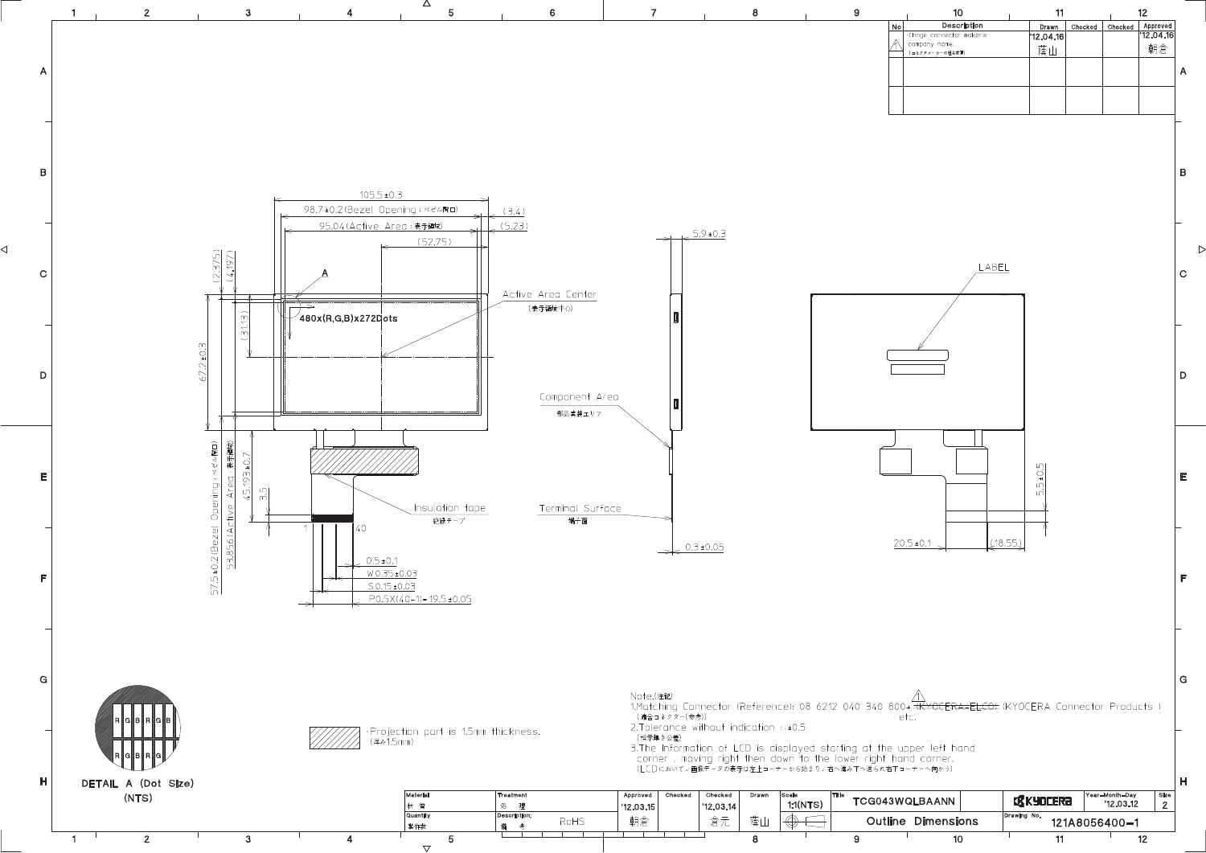| No | Description | Drawn | Checked | Checked | Approved |
|---|---|---|---|---|---|
| 1 | ·Change connector maker's company name. (コネクタメーカーの社名変更) | '12.04.16 蔭山 | | | '12.04.16 朝倉 |
| | | | | | |
| | | | | | |

105.5±0.3

98.7±0.2(Bezel Opening : ベゼル開口)

95.04(Active Area : 表示領域)

(52.75)

(3.4)

(5.23)

(2.375)

(4.197)

(31.13)

67.2±0.3

A

480x(R,G,B)x272Dots

Active Area Center (表示領域中心)

57.5±0.2(Bezel Opening : ベゼル開口)

53.856(Active Area : 表示領域)

45.193±0.7

3.5

1

40

Insulation tape 絶縁テープ

0.5±0.1

W0.35±0.03

S0.15±0.03

P0.5X(40-1)=19.5±0.05

5.9±0.3

Component Area 部品実装エリア

Terminal Surface 端子面

0.3±0.05

LABEL

5.5±0.5

20.5±0.1

(18.55)

DETAIL A (Dot Size) (NTS)

·Projection part is 1.5mm thickness. (厚み1.5mm)

Note.(注記)

1.Matching Connector (Reference): 08 6212 040 340 800+ ~~(KYOCERA-ELCO)~~ (KYOCERA Connector Products ) etc.
(適合コネクター(参考))

2.Tolerance without indication : ±0.5
(指示無き公差)

3.The Information of LCD is displayed starting at the upper left hand corner , moving right then down to the lower right hand corner.
(LCDにおいて、画像データの表示は左上コーナーから始まり、右へ進み下へ送られ右下コーナーへ向かう)

| Material 材質 | Treatment 処理 | Approved '12.03.15 朝倉 | Checked | Checked '12.03.14 倉元 | Drawn 蔭山 | Scale 1:1(NTS) | Title TCG043WQLBAANN | KYOCERA | Year-Month-Day '12.03.12 | Size 2 |
|---|---|---|---|---|---|---|---|---|---|---|
| Quantity 製作数 | Description; 備考 RoHS | | | | | | Outline Dimensions | Drawing No. 121A8056400-1 | | |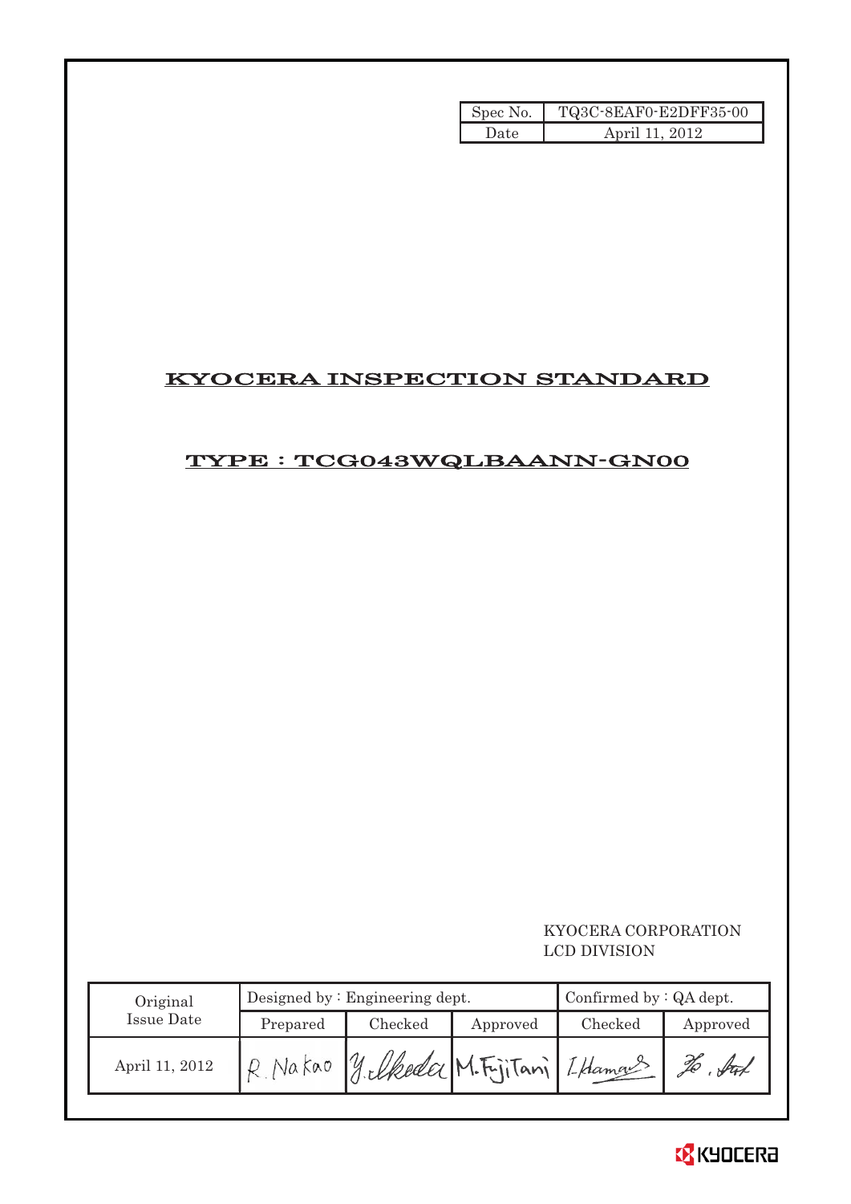| Spec No. | TQ3C-8EAF0-E2DFF35-00 |
| --- | --- |
| Date | April 11, 2012 |

# KYOCERA INSPECTION STANDARD

## TYPE : TCG043WQLBAANN-GN00

KYOCERA CORPORATION
LCD DIVISION

| Original Issue Date | Designed by : Engineering dept. | | | Confirmed by : QA dept. | |
| --- | --- | --- | --- | --- | --- |
| | Prepared | Checked | Approved | Checked | Approved |
| April 11, 2012 | R. Nakao | Y. Ikeda | M. Fujitani | I. Hamao | |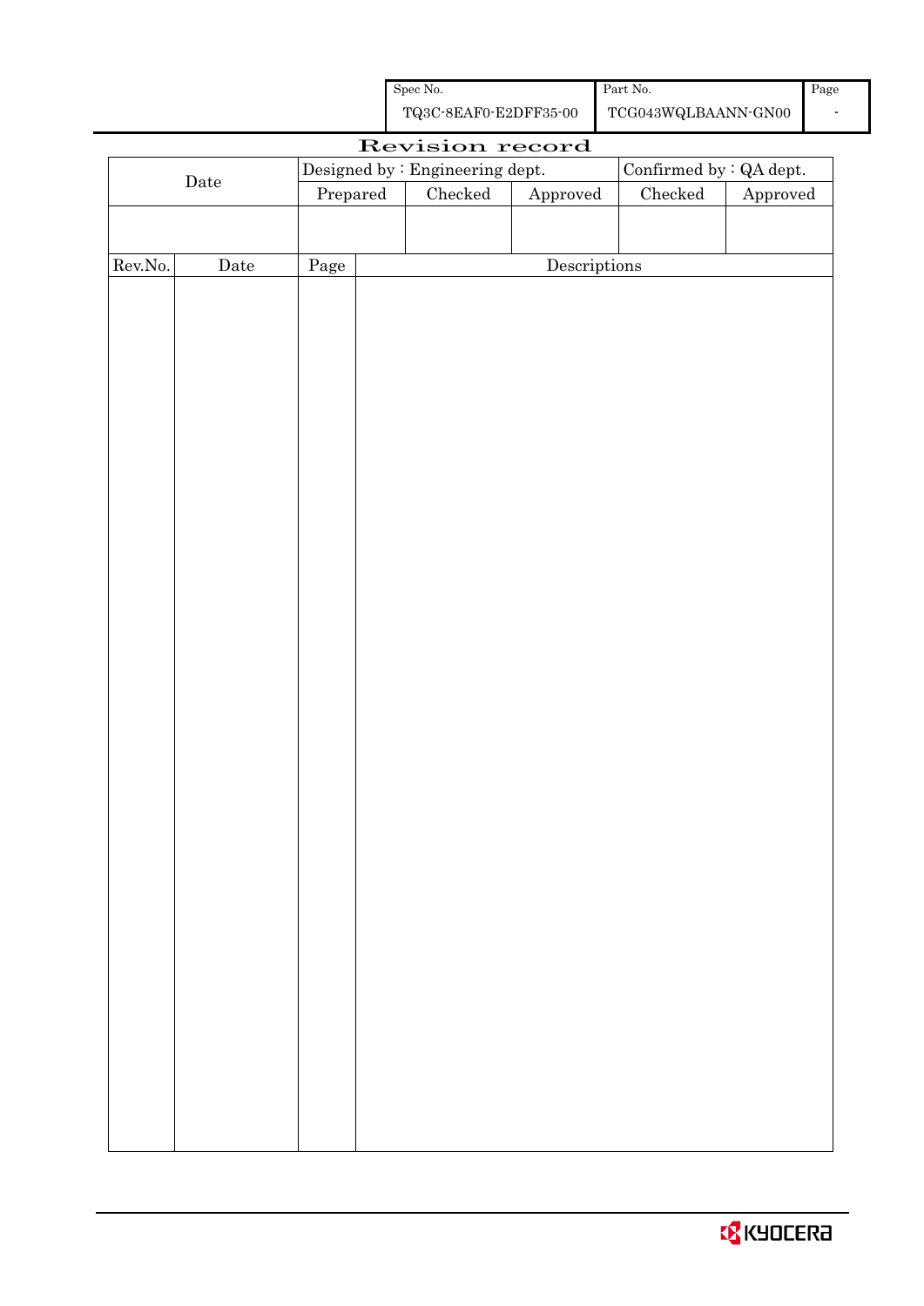# Revision record

| Date | Designed by : Engineering dept. | | | Confirmed by : QA dept. | |
|---|---|---|---|---|---|
| | Prepared | Checked | Approved | Checked | Approved |
| | | | | | |

| Rev.No. | Date | Page | Descriptions |
|---|---|---|---|
| | | | |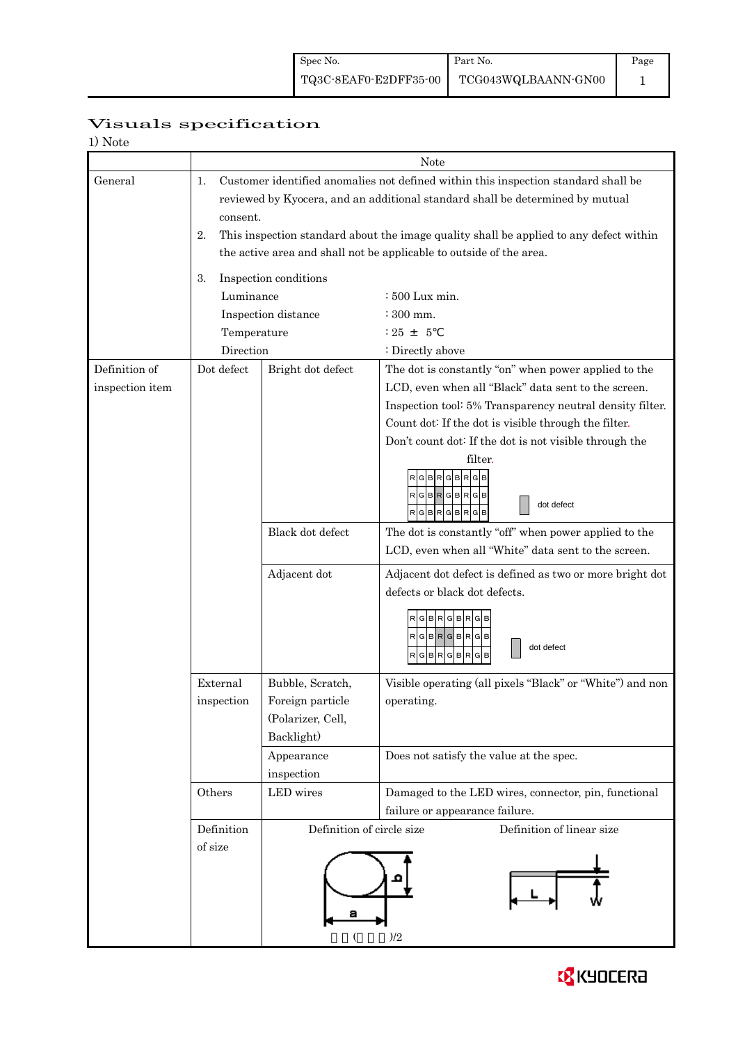| Spec No. | Part No. | Page |
|---|---|---|
| TQ3C-8EAF0-E2DFF35-00 | TCG043WQLBAANN-GN00 | 1 |

# Visuals specification

1) Note

| | | | Note |
|---|---|---|---|
| General | 1. Customer identified anomalies not defined within this inspection standard shall be reviewed by Kyocera, and an additional standard shall be determined by mutual consent.<br>2. This inspection standard about the image quality shall be applied to any defect within the active area and shall not be applicable to outside of the area.<br>3. Inspection conditions<br>Luminance : 500 Lux min.<br>Inspection distance : 300 mm.<br>Temperature : 25 ± 5℃<br>Direction : Directly above | | |
| Definition of inspection item | Dot defect | Bright dot defect | The dot is constantly "on" when power applied to the LCD, even when all "Black" data sent to the screen.<br>Inspection tool: 5% Transparency neutral density filter.<br>Count dot: If the dot is visible through the filter.<br>Don't count dot: If the dot is not visible through the filter.<br>RGBRGBRGB / RGBRGBRGB / RGBRGBRGB — dot defect |
| | | Black dot defect | The dot is constantly "off" when power applied to the LCD, even when all "White" data sent to the screen. |
| | | Adjacent dot | Adjacent dot defect is defined as two or more bright dot defects or black dot defects.<br>RGBRGBRGB / RGBRGBRGB / RGBRGBRGB — dot defect |
| | External inspection | Bubble, Scratch, Foreign particle (Polarizer, Cell, Backlight) | Visible operating (all pixels "Black" or "White") and non operating. |
| | | Appearance inspection | Does not satisfy the value at the spec. |
| | Others | LED wires | Damaged to the LED wires, connector, pin, functional failure or appearance failure. |
| | Definition of size | Definition of circle size<br>a, b<br>(　　)/2 | Definition of linear size<br>L, W |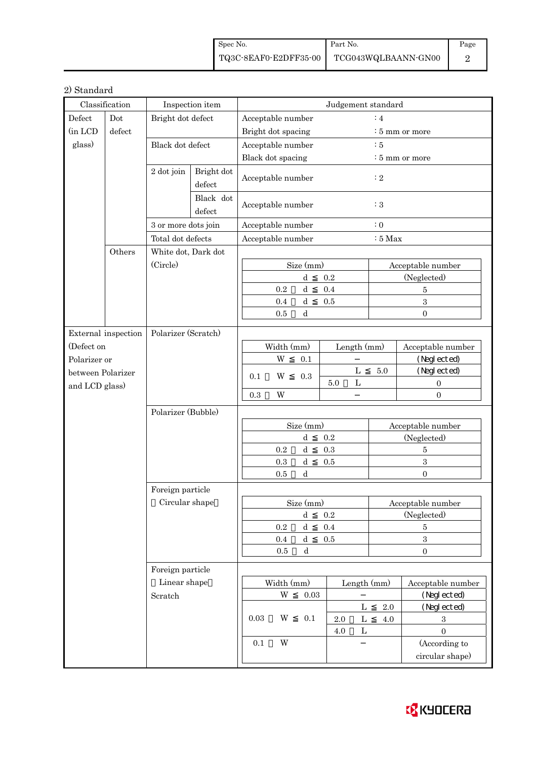2) Standard

| Classification | | Inspection item | | Judgement standard | |
|---|---|---|---|---|---|
| Defect (in LCD glass) | Dot defect | Bright dot defect | | Acceptable number<br>Bright dot spacing | : 4<br>: 5 mm or more |
| | | Black dot defect | | Acceptable number<br>Black dot spacing | : 5<br>: 5 mm or more |
| | | 2 dot join | Bright dot defect | Acceptable number | : 2 |
| | | | Black dot defect | Acceptable number | : 3 |
| | | 3 or more dots join | | Acceptable number | : 0 |
| | | Total dot defects | | Acceptable number | : 5 Max |
| | Others | White dot, Dark dot (Circle) | | See table below | |

White dot, Dark dot (Circle):

| Size (mm) | Acceptable number |
|---|---|
| d ≦ 0.2 | (Neglected) |
| 0.2 ＜ d ≦ 0.4 | 5 |
| 0.4 ＜ d ≦ 0.5 | 3 |
| 0.5 ＜ d | 0 |

External inspection (Defect on Polarizer or between Polarizer and LCD glass)

Polarizer (Scratch):

| Width (mm) | Length (mm) | Acceptable number |
|---|---|---|
| W ≦ 0.1 | − | (Neglected) |
| 0.1 ＜ W ≦ 0.3 | L ≦ 5.0 | (Neglected) |
| | 5.0 ＜ L | 0 |
| 0.3 ＜ W | − | 0 |

Polarizer (Bubble):

| Size (mm) | Acceptable number |
|---|---|
| d ≦ 0.2 | (Neglected) |
| 0.2 ＜ d ≦ 0.3 | 5 |
| 0.3 ＜ d ≦ 0.5 | 3 |
| 0.5 ＜ d | 0 |

Foreign particle (Circular shape):

| Size (mm) | Acceptable number |
|---|---|
| d ≦ 0.2 | (Neglected) |
| 0.2 ＜ d ≦ 0.4 | 5 |
| 0.4 ＜ d ≦ 0.5 | 3 |
| 0.5 ＜ d | 0 |

Foreign particle (Linear shape) Scratch:

| Width (mm) | Length (mm) | Acceptable number |
|---|---|---|
| W ≦ 0.03 | − | (Neglected) |
| 0.03 ＜ W ≦ 0.1 | L ≦ 2.0 | (Neglected) |
| | 2.0 ＜ L ≦ 4.0 | 3 |
| | 4.0 ＜ L | 0 |
| 0.1 ＜ W | − | (According to circular shape) |